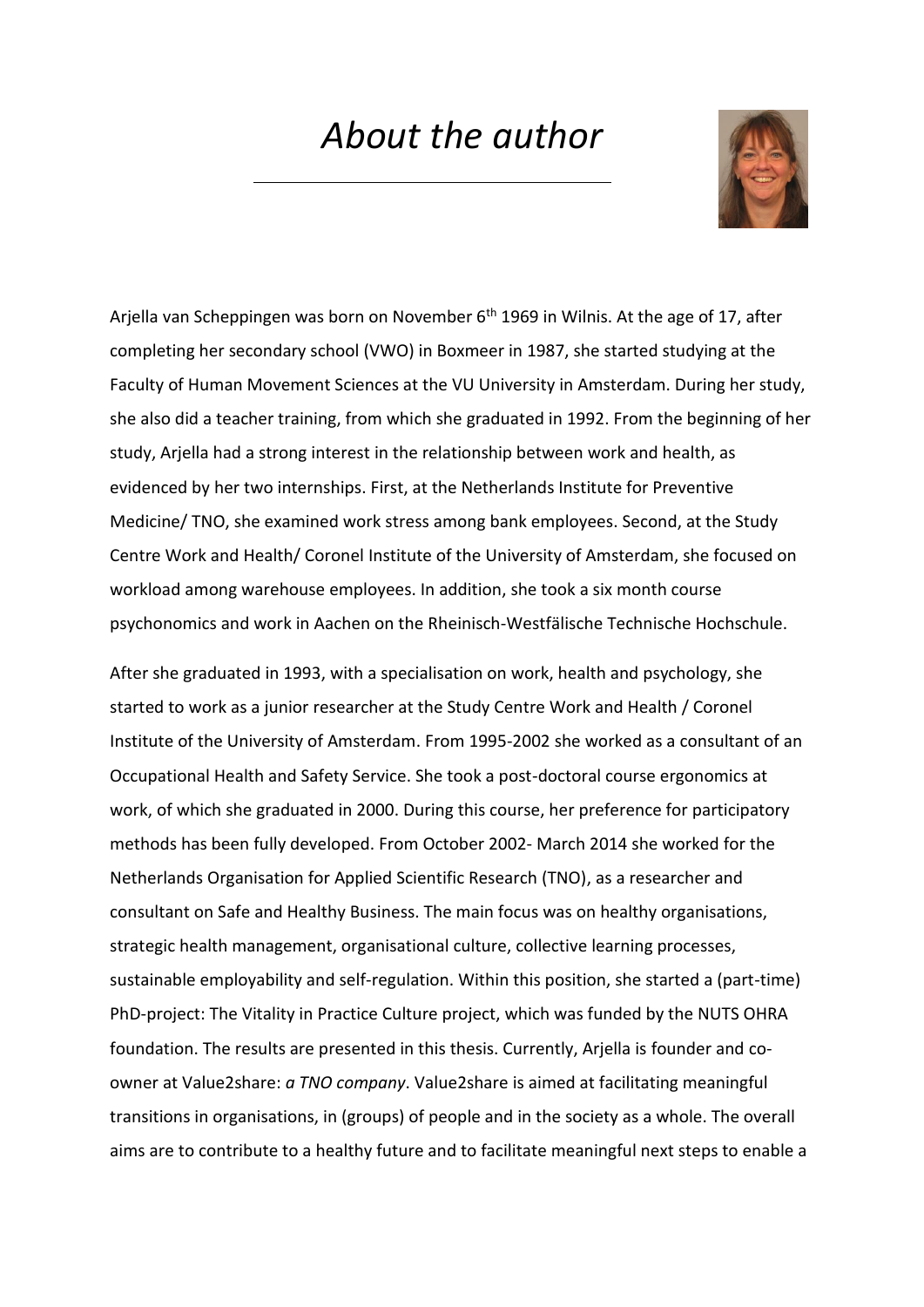# *About the author*

Arjella van Scheppingen was born on November 6th 1969 in Wilnis. At the age of 17, after completing her secondary school (VWO) in Boxmeer in 1987, she started studying at the Faculty of Human Movement Sciences at the VU University in Amsterdam. During her study, she also did a teacher training, from which she graduated in 1992. From the beginning of her study, Arjella had a strong interest in the relationship between work and health, as evidenced by her two internships. First, at the Netherlands Institute for Preventive Medicine/ TNO, she examined work stress among bank employees. Second, at the Study Centre Work and Health/ Coronel Institute of the University of Amsterdam, she focused on workload among warehouse employees. In addition, she took a six month course psychonomics and work in Aachen on the Rheinisch-Westfälische Technische Hochschule.

After she graduated in 1993, with a specialisation on work, health and psychology, she started to work as a junior researcher at the Study Centre Work and Health / Coronel Institute of the University of Amsterdam. From 1995-2002 she worked as a consultant of an Occupational Health and Safety Service. She took a post-doctoral course ergonomics at work, of which she graduated in 2000. During this course, her preference for participatory methods has been fully developed. From October 2002- March 2014 she worked for the Netherlands Organisation for Applied Scientific Research (TNO), as a researcher and consultant on Safe and Healthy Business. The main focus was on healthy organisations, strategic health management, organisational culture, collective learning processes, sustainable employability and self-regulation. Within this position, she started a (part-time) PhD-project: The Vitality in Practice Culture project, which was funded by the NUTS OHRA foundation. The results are presented in this thesis. Currently, Arjella is founder and co-owner at Value2share: *a TNO company*. Value2share is aimed at facilitating meaningful transitions in organisations, in (groups) of people and in the society as a whole. The overall aims are to contribute to a healthy future and to facilitate meaningful next steps to enable a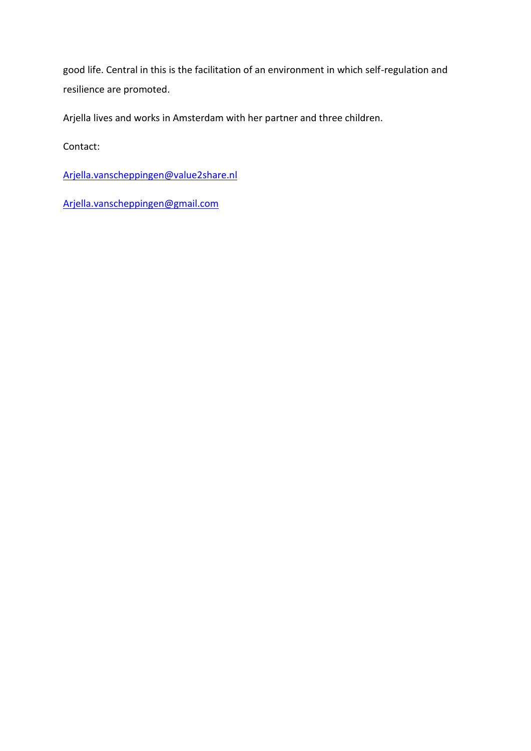good life. Central in this is the facilitation of an environment in which self-regulation and resilience are promoted.

Arjella lives and works in Amsterdam with her partner and three children.

Contact:

Arjella.vanscheppingen@value2share.nl

Arjella.vanscheppingen@gmail.com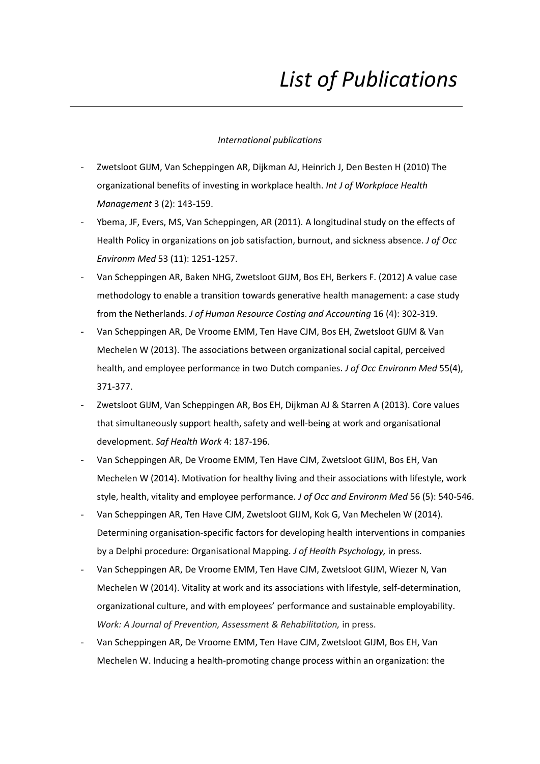# *List of Publications*

*International publications*

- Zwetsloot GIJM, Van Scheppingen AR, Dijkman AJ, Heinrich J, Den Besten H (2010) The organizational benefits of investing in workplace health. *Int J of Workplace Health Management* 3 (2): 143-159.
- Ybema, JF, Evers, MS, Van Scheppingen, AR (2011). A longitudinal study on the effects of Health Policy in organizations on job satisfaction, burnout, and sickness absence. *J of Occ Environm Med* 53 (11): 1251-1257.
- Van Scheppingen AR, Baken NHG, Zwetsloot GIJM, Bos EH, Berkers F. (2012) A value case methodology to enable a transition towards generative health management: a case study from the Netherlands. *J of Human Resource Costing and Accounting* 16 (4): 302-319.
- Van Scheppingen AR, De Vroome EMM, Ten Have CJM, Bos EH, Zwetsloot GIJM & Van Mechelen W (2013). The associations between organizational social capital, perceived health, and employee performance in two Dutch companies. *J of Occ Environm Med* 55(4), 371-377.
- Zwetsloot GIJM, Van Scheppingen AR, Bos EH, Dijkman AJ & Starren A (2013). Core values that simultaneously support health, safety and well-being at work and organisational development. *Saf Health Work* 4: 187-196.
- Van Scheppingen AR, De Vroome EMM, Ten Have CJM, Zwetsloot GIJM, Bos EH, Van Mechelen W (2014). Motivation for healthy living and their associations with lifestyle, work style, health, vitality and employee performance. *J of Occ and Environm Med* 56 (5): 540-546.
- Van Scheppingen AR, Ten Have CJM, Zwetsloot GIJM, Kok G, Van Mechelen W (2014). Determining organisation-specific factors for developing health interventions in companies by a Delphi procedure: Organisational Mapping. *J of Health Psychology,* in press.
- Van Scheppingen AR, De Vroome EMM, Ten Have CJM, Zwetsloot GIJM, Wiezer N, Van Mechelen W (2014). Vitality at work and its associations with lifestyle, self-determination, organizational culture, and with employees' performance and sustainable employability. *Work: A Journal of Prevention, Assessment & Rehabilitation,* in press.
- Van Scheppingen AR, De Vroome EMM, Ten Have CJM, Zwetsloot GIJM, Bos EH, Van Mechelen W. Inducing a health-promoting change process within an organization: the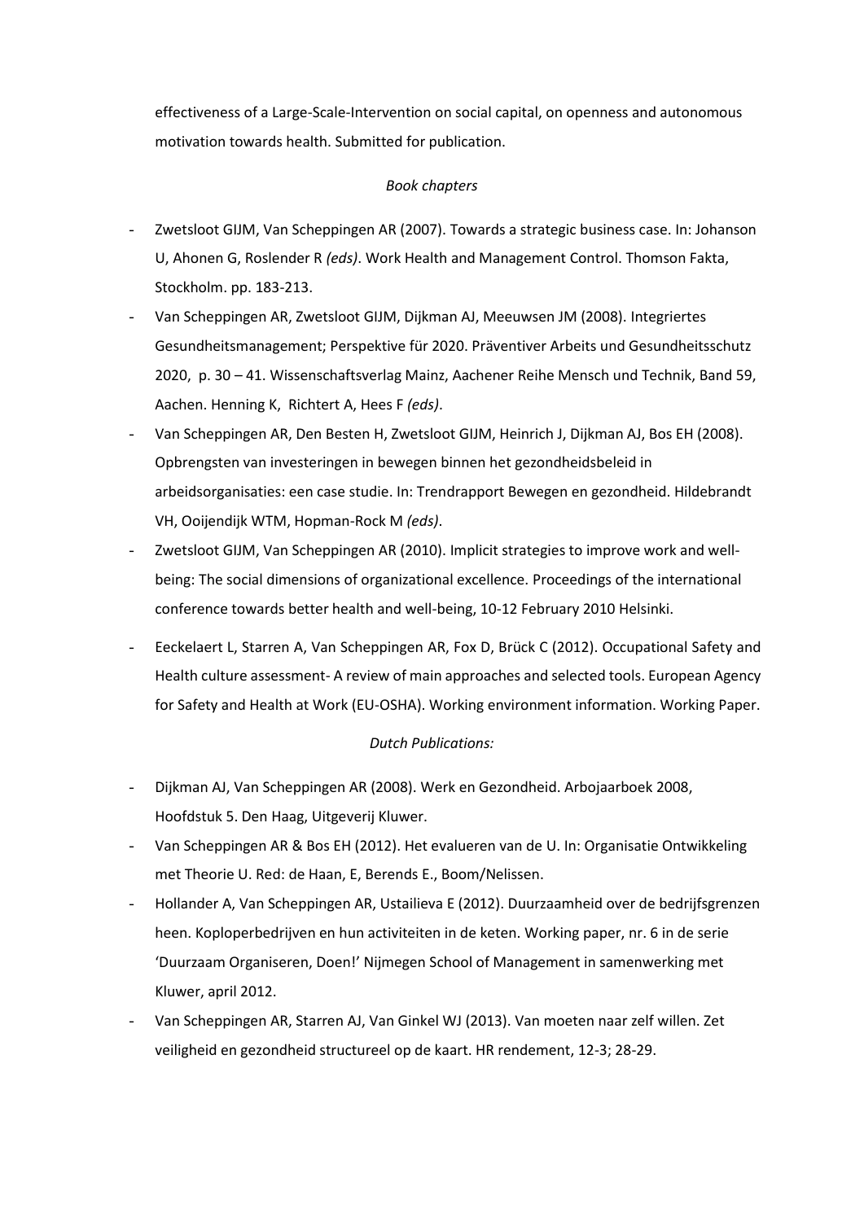effectiveness of a Large-Scale-Intervention on social capital, on openness and autonomous motivation towards health. Submitted for publication.

*Book chapters*

- Zwetsloot GIJM, Van Scheppingen AR (2007). Towards a strategic business case. In: Johanson U, Ahonen G, Roslender R *(eds)*. Work Health and Management Control. Thomson Fakta, Stockholm. pp. 183-213.
- Van Scheppingen AR, Zwetsloot GIJM, Dijkman AJ, Meeuwsen JM (2008). Integriertes Gesundheitsmanagement; Perspektive für 2020. Präventiver Arbeits und Gesundheitsschutz 2020, p. 30 – 41. Wissenschaftsverlag Mainz, Aachener Reihe Mensch und Technik, Band 59, Aachen. Henning K, Richtert A, Hees F *(eds)*.
- Van Scheppingen AR, Den Besten H, Zwetsloot GIJM, Heinrich J, Dijkman AJ, Bos EH (2008). Opbrengsten van investeringen in bewegen binnen het gezondheidsbeleid in arbeidsorganisaties: een case studie. In: Trendrapport Bewegen en gezondheid. Hildebrandt VH, Ooijendijk WTM, Hopman-Rock M *(eds)*.
- Zwetsloot GIJM, Van Scheppingen AR (2010). Implicit strategies to improve work and well-being: The social dimensions of organizational excellence. Proceedings of the international conference towards better health and well-being, 10-12 February 2010 Helsinki.
- Eeckelaert L, Starren A, Van Scheppingen AR, Fox D, Brück C (2012). Occupational Safety and Health culture assessment- A review of main approaches and selected tools. European Agency for Safety and Health at Work (EU-OSHA). Working environment information. Working Paper.

*Dutch Publications:*

- Dijkman AJ, Van Scheppingen AR (2008). Werk en Gezondheid. Arbojaarboek 2008, Hoofdstuk 5. Den Haag, Uitgeverij Kluwer.
- Van Scheppingen AR & Bos EH (2012). Het evalueren van de U. In: Organisatie Ontwikkeling met Theorie U. Red: de Haan, E, Berends E., Boom/Nelissen.
- Hollander A, Van Scheppingen AR, Ustailieva E (2012). Duurzaamheid over de bedrijfsgrenzen heen. Koploperbedrijven en hun activiteiten in de keten. Working paper, nr. 6 in de serie 'Duurzaam Organiseren, Doen!' Nijmegen School of Management in samenwerking met Kluwer, april 2012.
- Van Scheppingen AR, Starren AJ, Van Ginkel WJ (2013). Van moeten naar zelf willen. Zet veiligheid en gezondheid structureel op de kaart. HR rendement, 12-3; 28-29.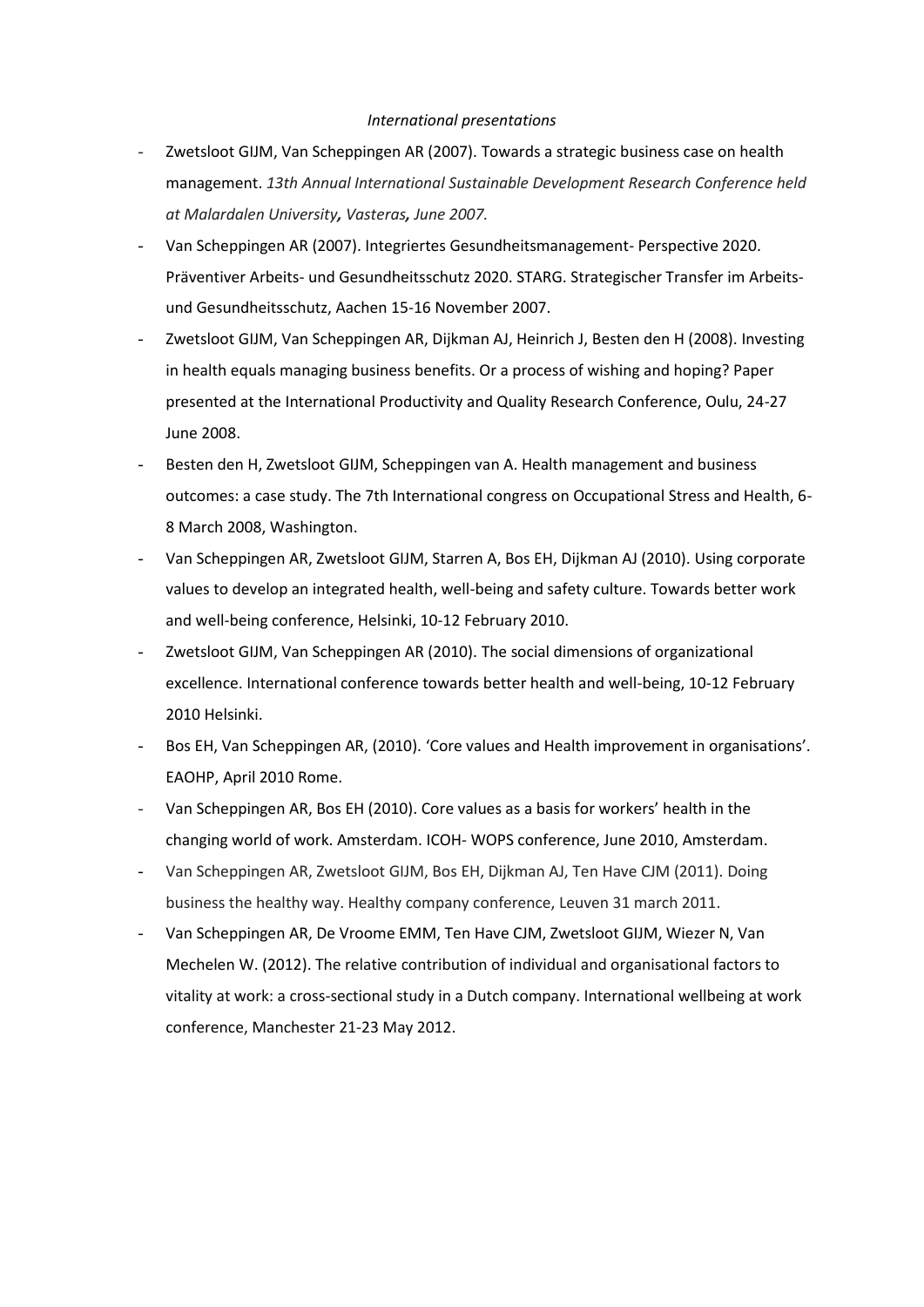*International presentations*

- Zwetsloot GIJM, Van Scheppingen AR (2007). Towards a strategic business case on health management. *13th Annual International Sustainable Development Research Conference held at Malardalen University, Vasteras, June 2007.*
- Van Scheppingen AR (2007). Integriertes Gesundheitsmanagement- Perspective 2020. Präventiver Arbeits- und Gesundheitsschutz 2020. STARG. Strategischer Transfer im Arbeits- und Gesundheitsschutz, Aachen 15-16 November 2007.
- Zwetsloot GIJM, Van Scheppingen AR, Dijkman AJ, Heinrich J, Besten den H (2008). Investing in health equals managing business benefits. Or a process of wishing and hoping? Paper presented at the International Productivity and Quality Research Conference, Oulu, 24-27 June 2008.
- Besten den H, Zwetsloot GIJM, Scheppingen van A. Health management and business outcomes: a case study. The 7th International congress on Occupational Stress and Health, 6-8 March 2008, Washington.
- Van Scheppingen AR, Zwetsloot GIJM, Starren A, Bos EH, Dijkman AJ (2010). Using corporate values to develop an integrated health, well-being and safety culture. Towards better work and well-being conference, Helsinki, 10-12 February 2010.
- Zwetsloot GIJM, Van Scheppingen AR (2010). The social dimensions of organizational excellence. International conference towards better health and well-being, 10-12 February 2010 Helsinki.
- Bos EH, Van Scheppingen AR, (2010). 'Core values and Health improvement in organisations'. EAOHP, April 2010 Rome.
- Van Scheppingen AR, Bos EH (2010). Core values as a basis for workers' health in the changing world of work. Amsterdam. ICOH- WOPS conference, June 2010, Amsterdam.
- Van Scheppingen AR, Zwetsloot GIJM, Bos EH, Dijkman AJ, Ten Have CJM (2011). Doing business the healthy way. Healthy company conference, Leuven 31 march 2011.
- Van Scheppingen AR, De Vroome EMM, Ten Have CJM, Zwetsloot GIJM, Wiezer N, Van Mechelen W. (2012). The relative contribution of individual and organisational factors to vitality at work: a cross-sectional study in a Dutch company. International wellbeing at work conference, Manchester 21-23 May 2012.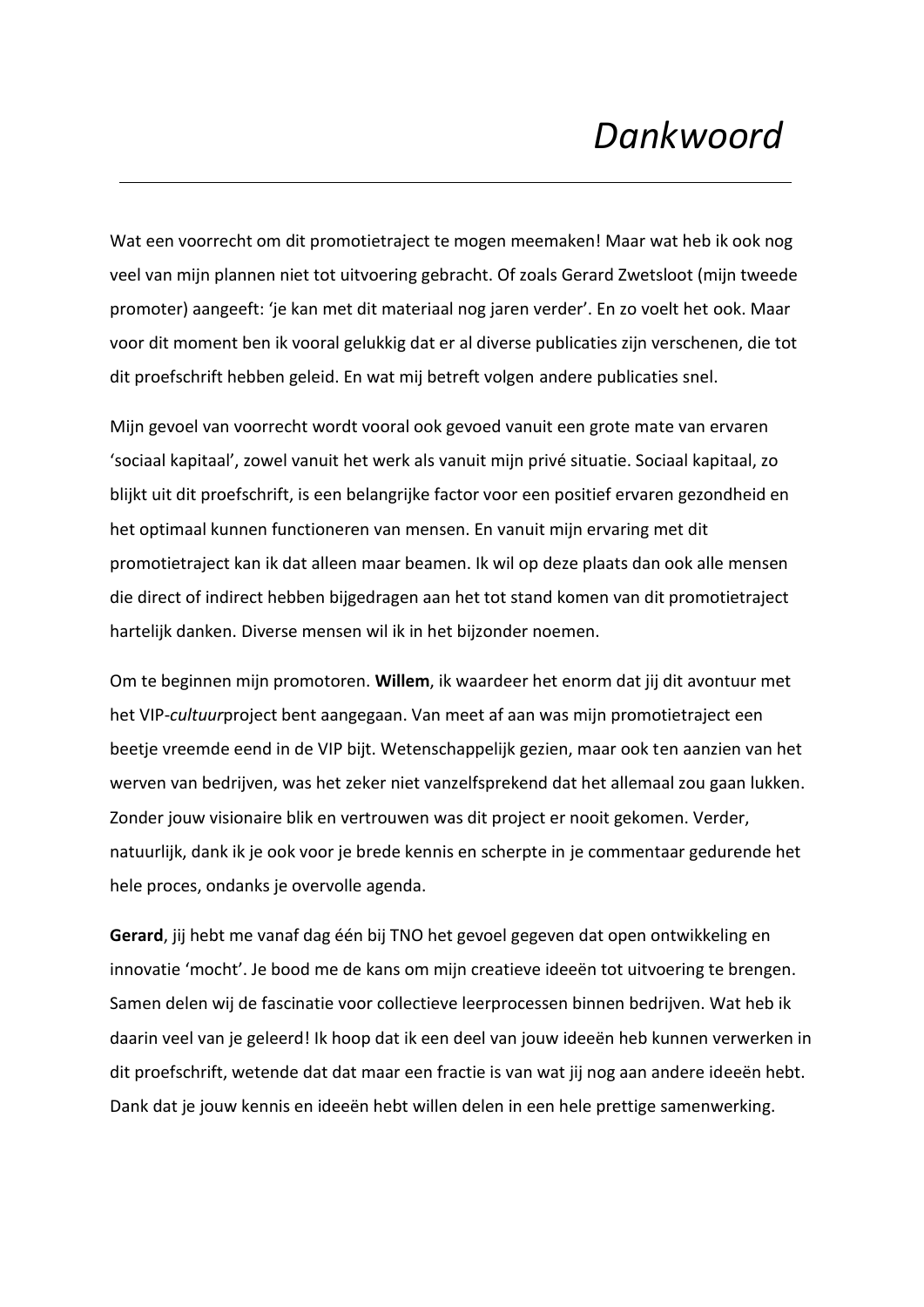# *Dankwoord*

Wat een voorrecht om dit promotietraject te mogen meemaken! Maar wat heb ik ook nog veel van mijn plannen niet tot uitvoering gebracht. Of zoals Gerard Zwetsloot (mijn tweede promoter) aangeeft: 'je kan met dit materiaal nog jaren verder'. En zo voelt het ook. Maar voor dit moment ben ik vooral gelukkig dat er al diverse publicaties zijn verschenen, die tot dit proefschrift hebben geleid. En wat mij betreft volgen andere publicaties snel.

Mijn gevoel van voorrecht wordt vooral ook gevoed vanuit een grote mate van ervaren 'sociaal kapitaal', zowel vanuit het werk als vanuit mijn privé situatie. Sociaal kapitaal, zo blijkt uit dit proefschrift, is een belangrijke factor voor een positief ervaren gezondheid en het optimaal kunnen functioneren van mensen. En vanuit mijn ervaring met dit promotietraject kan ik dat alleen maar beamen. Ik wil op deze plaats dan ook alle mensen die direct of indirect hebben bijgedragen aan het tot stand komen van dit promotietraject hartelijk danken. Diverse mensen wil ik in het bijzonder noemen.

Om te beginnen mijn promotoren. **Willem**, ik waardeer het enorm dat jij dit avontuur met het VIP-*cultuur*project bent aangegaan. Van meet af aan was mijn promotietraject een beetje vreemde eend in de VIP bijt. Wetenschappelijk gezien, maar ook ten aanzien van het werven van bedrijven, was het zeker niet vanzelfsprekend dat het allemaal zou gaan lukken. Zonder jouw visionaire blik en vertrouwen was dit project er nooit gekomen. Verder, natuurlijk, dank ik je ook voor je brede kennis en scherpte in je commentaar gedurende het hele proces, ondanks je overvolle agenda.

**Gerard**, jij hebt me vanaf dag één bij TNO het gevoel gegeven dat open ontwikkeling en innovatie 'mocht'. Je bood me de kans om mijn creatieve ideeën tot uitvoering te brengen. Samen delen wij de fascinatie voor collectieve leerprocessen binnen bedrijven. Wat heb ik daarin veel van je geleerd! Ik hoop dat ik een deel van jouw ideeën heb kunnen verwerken in dit proefschrift, wetende dat dat maar een fractie is van wat jij nog aan andere ideeën hebt. Dank dat je jouw kennis en ideeën hebt willen delen in een hele prettige samenwerking.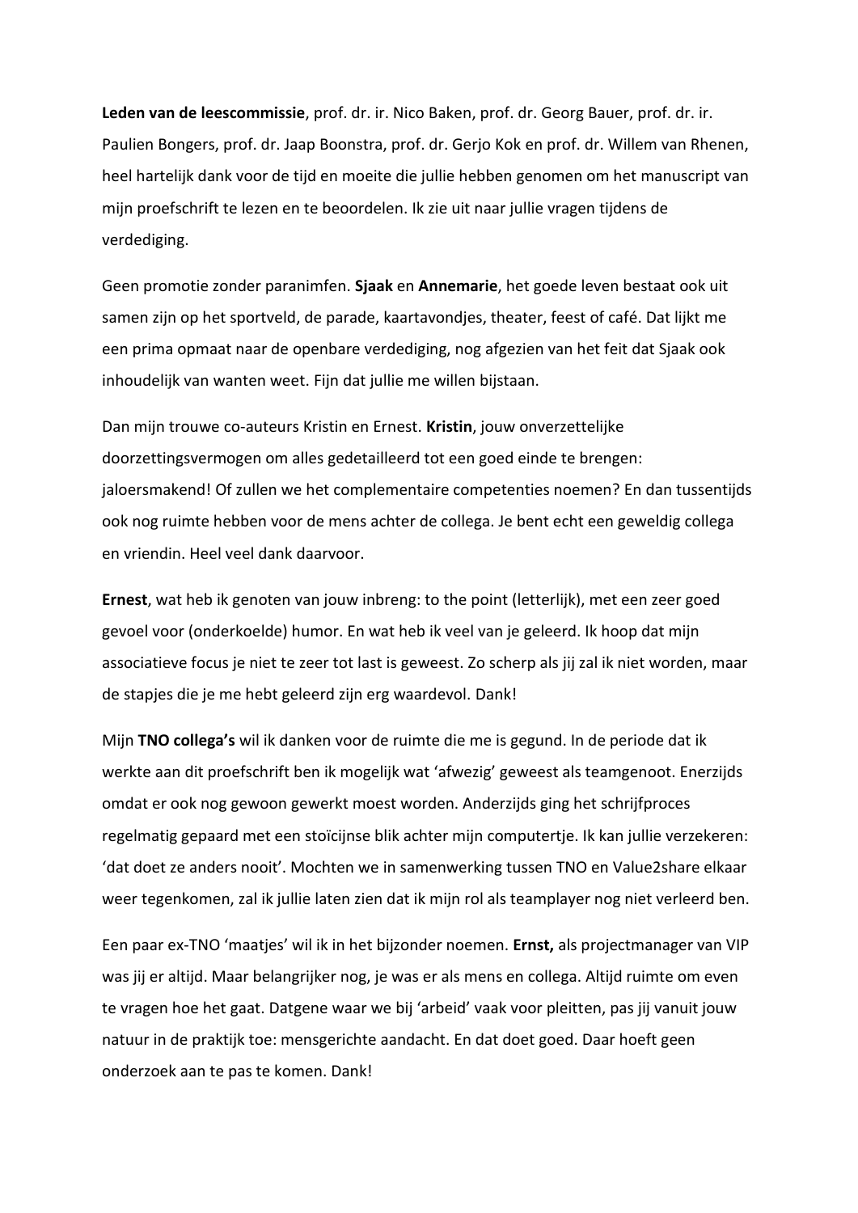**Leden van de leescommissie**, prof. dr. ir. Nico Baken, prof. dr. Georg Bauer, prof. dr. ir. Paulien Bongers, prof. dr. Jaap Boonstra, prof. dr. Gerjo Kok en prof. dr. Willem van Rhenen, heel hartelijk dank voor de tijd en moeite die jullie hebben genomen om het manuscript van mijn proefschrift te lezen en te beoordelen. Ik zie uit naar jullie vragen tijdens de verdediging.

Geen promotie zonder paranimfen. **Sjaak** en **Annemarie**, het goede leven bestaat ook uit samen zijn op het sportveld, de parade, kaartavondjes, theater, feest of café. Dat lijkt me een prima opmaat naar de openbare verdediging, nog afgezien van het feit dat Sjaak ook inhoudelijk van wanten weet. Fijn dat jullie me willen bijstaan.

Dan mijn trouwe co-auteurs Kristin en Ernest. **Kristin**, jouw onverzettelijke doorzettingsvermogen om alles gedetailleerd tot een goed einde te brengen: jaloersmakend! Of zullen we het complementaire competenties noemen? En dan tussentijds ook nog ruimte hebben voor de mens achter de collega. Je bent echt een geweldig collega en vriendin. Heel veel dank daarvoor.

**Ernest**, wat heb ik genoten van jouw inbreng: to the point (letterlijk), met een zeer goed gevoel voor (onderkoelde) humor. En wat heb ik veel van je geleerd. Ik hoop dat mijn associatieve focus je niet te zeer tot last is geweest. Zo scherp als jij zal ik niet worden, maar de stapjes die je me hebt geleerd zijn erg waardevol. Dank!

Mijn **TNO collega's** wil ik danken voor de ruimte die me is gegund. In de periode dat ik werkte aan dit proefschrift ben ik mogelijk wat 'afwezig' geweest als teamgenoot. Enerzijds omdat er ook nog gewoon gewerkt moest worden. Anderzijds ging het schrijfproces regelmatig gepaard met een stoïcijnse blik achter mijn computertje. Ik kan jullie verzekeren: 'dat doet ze anders nooit'. Mochten we in samenwerking tussen TNO en Value2share elkaar weer tegenkomen, zal ik jullie laten zien dat ik mijn rol als teamplayer nog niet verleerd ben.

Een paar ex-TNO 'maatjes' wil ik in het bijzonder noemen. **Ernst,** als projectmanager van VIP was jij er altijd. Maar belangrijker nog, je was er als mens en collega. Altijd ruimte om even te vragen hoe het gaat. Datgene waar we bij 'arbeid' vaak voor pleitten, pas jij vanuit jouw natuur in de praktijk toe: mensgerichte aandacht. En dat doet goed. Daar hoeft geen onderzoek aan te pas te komen. Dank!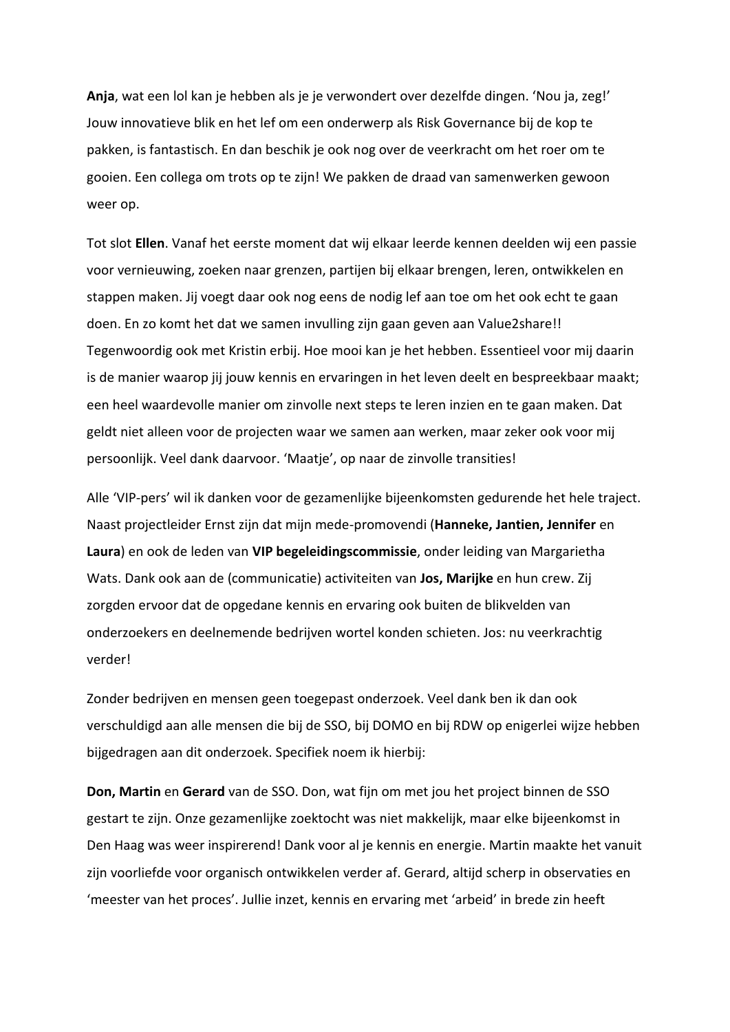**Anja**, wat een lol kan je hebben als je je verwondert over dezelfde dingen. 'Nou ja, zeg!' Jouw innovatieve blik en het lef om een onderwerp als Risk Governance bij de kop te pakken, is fantastisch. En dan beschik je ook nog over de veerkracht om het roer om te gooien. Een collega om trots op te zijn! We pakken de draad van samenwerken gewoon weer op.

Tot slot **Ellen**. Vanaf het eerste moment dat wij elkaar leerde kennen deelden wij een passie voor vernieuwing, zoeken naar grenzen, partijen bij elkaar brengen, leren, ontwikkelen en stappen maken. Jij voegt daar ook nog eens de nodig lef aan toe om het ook echt te gaan doen. En zo komt het dat we samen invulling zijn gaan geven aan Value2share!! Tegenwoordig ook met Kristin erbij. Hoe mooi kan je het hebben. Essentieel voor mij daarin is de manier waarop jij jouw kennis en ervaringen in het leven deelt en bespreekbaar maakt; een heel waardevolle manier om zinvolle next steps te leren inzien en te gaan maken. Dat geldt niet alleen voor de projecten waar we samen aan werken, maar zeker ook voor mij persoonlijk. Veel dank daarvoor. 'Maatje', op naar de zinvolle transities!

Alle 'VIP-pers' wil ik danken voor de gezamenlijke bijeenkomsten gedurende het hele traject. Naast projectleider Ernst zijn dat mijn mede-promovendi (**Hanneke, Jantien, Jennifer** en **Laura**) en ook de leden van **VIP begeleidingscommissie**, onder leiding van Margarietha Wats. Dank ook aan de (communicatie) activiteiten van **Jos, Marijke** en hun crew. Zij zorgden ervoor dat de opgedane kennis en ervaring ook buiten de blikvelden van onderzoekers en deelnemende bedrijven wortel konden schieten. Jos: nu veerkrachtig verder!

Zonder bedrijven en mensen geen toegepast onderzoek. Veel dank ben ik dan ook verschuldigd aan alle mensen die bij de SSO, bij DOMO en bij RDW op enigerlei wijze hebben bijgedragen aan dit onderzoek. Specifiek noem ik hierbij:

**Don, Martin** en **Gerard** van de SSO. Don, wat fijn om met jou het project binnen de SSO gestart te zijn. Onze gezamenlijke zoektocht was niet makkelijk, maar elke bijeenkomst in Den Haag was weer inspirerend! Dank voor al je kennis en energie. Martin maakte het vanuit zijn voorliefde voor organisch ontwikkelen verder af. Gerard, altijd scherp in observaties en 'meester van het proces'. Jullie inzet, kennis en ervaring met 'arbeid' in brede zin heeft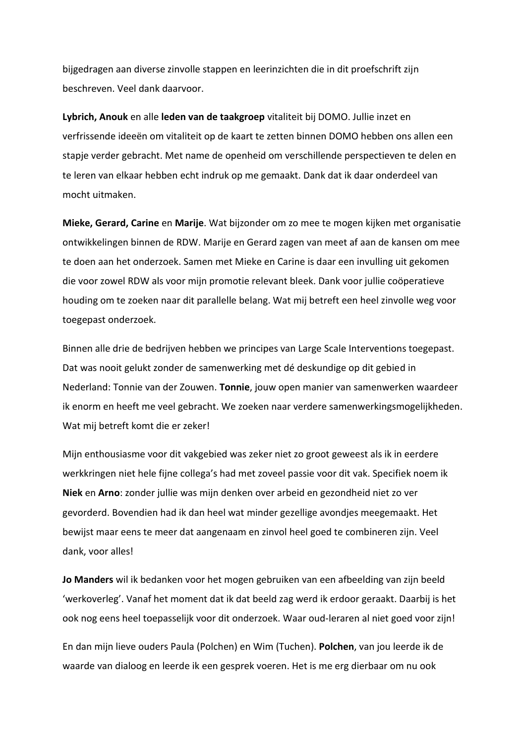bijgedragen aan diverse zinvolle stappen en leerinzichten die in dit proefschrift zijn beschreven. Veel dank daarvoor.

**Lybrich, Anouk** en alle **leden van de taakgroep** vitaliteit bij DOMO. Jullie inzet en verfrissende ideeën om vitaliteit op de kaart te zetten binnen DOMO hebben ons allen een stapje verder gebracht. Met name de openheid om verschillende perspectieven te delen en te leren van elkaar hebben echt indruk op me gemaakt. Dank dat ik daar onderdeel van mocht uitmaken.

**Mieke, Gerard, Carine** en **Marije**. Wat bijzonder om zo mee te mogen kijken met organisatie ontwikkelingen binnen de RDW. Marije en Gerard zagen van meet af aan de kansen om mee te doen aan het onderzoek. Samen met Mieke en Carine is daar een invulling uit gekomen die voor zowel RDW als voor mijn promotie relevant bleek. Dank voor jullie coöperatieve houding om te zoeken naar dit parallelle belang. Wat mij betreft een heel zinvolle weg voor toegepast onderzoek.

Binnen alle drie de bedrijven hebben we principes van Large Scale Interventions toegepast. Dat was nooit gelukt zonder de samenwerking met dé deskundige op dit gebied in Nederland: Tonnie van der Zouwen. **Tonnie**, jouw open manier van samenwerken waardeer ik enorm en heeft me veel gebracht. We zoeken naar verdere samenwerkingsmogelijkheden. Wat mij betreft komt die er zeker!

Mijn enthousiasme voor dit vakgebied was zeker niet zo groot geweest als ik in eerdere werkkringen niet hele fijne collega's had met zoveel passie voor dit vak. Specifiek noem ik **Niek** en **Arno**: zonder jullie was mijn denken over arbeid en gezondheid niet zo ver gevorderd. Bovendien had ik dan heel wat minder gezellige avondjes meegemaakt. Het bewijst maar eens te meer dat aangenaam en zinvol heel goed te combineren zijn. Veel dank, voor alles!

**Jo Manders** wil ik bedanken voor het mogen gebruiken van een afbeelding van zijn beeld 'werkoverleg'. Vanaf het moment dat ik dat beeld zag werd ik erdoor geraakt. Daarbij is het ook nog eens heel toepasselijk voor dit onderzoek. Waar oud-leraren al niet goed voor zijn!

En dan mijn lieve ouders Paula (Polchen) en Wim (Tuchen). **Polchen**, van jou leerde ik de waarde van dialoog en leerde ik een gesprek voeren. Het is me erg dierbaar om nu ook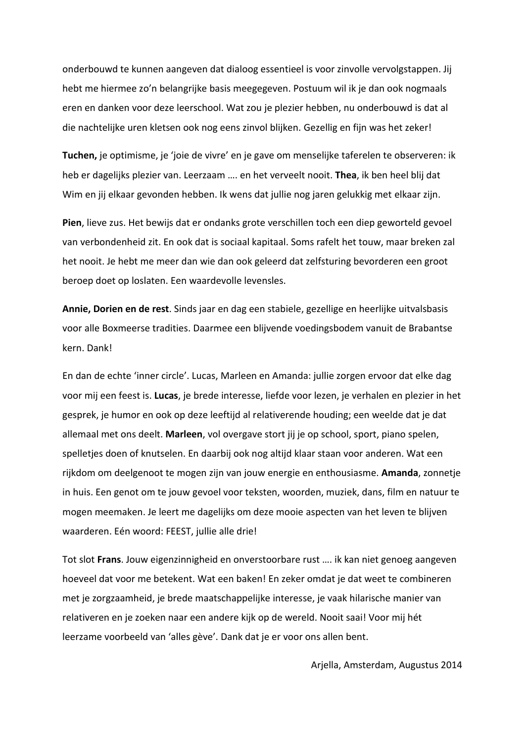onderbouwd te kunnen aangeven dat dialoog essentieel is voor zinvolle vervolgstappen. Jij hebt me hiermee zo'n belangrijke basis meegegeven. Postuum wil ik je dan ook nogmaals eren en danken voor deze leerschool. Wat zou je plezier hebben, nu onderbouwd is dat al die nachtelijke uren kletsen ook nog eens zinvol blijken. Gezellig en fijn was het zeker!

**Tuchen,** je optimisme, je 'joie de vivre' en je gave om menselijke taferelen te observeren: ik heb er dagelijks plezier van. Leerzaam …. en het verveelt nooit. **Thea**, ik ben heel blij dat Wim en jij elkaar gevonden hebben. Ik wens dat jullie nog jaren gelukkig met elkaar zijn.

**Pien**, lieve zus. Het bewijs dat er ondanks grote verschillen toch een diep geworteld gevoel van verbondenheid zit. En ook dat is sociaal kapitaal. Soms rafelt het touw, maar breken zal het nooit. Je hebt me meer dan wie dan ook geleerd dat zelfsturing bevorderen een groot beroep doet op loslaten. Een waardevolle levensles.

**Annie, Dorien en de rest**. Sinds jaar en dag een stabiele, gezellige en heerlijke uitvalsbasis voor alle Boxmeerse tradities. Daarmee een blijvende voedingsbodem vanuit de Brabantse kern. Dank!

En dan de echte 'inner circle'. Lucas, Marleen en Amanda: jullie zorgen ervoor dat elke dag voor mij een feest is. **Lucas**, je brede interesse, liefde voor lezen, je verhalen en plezier in het gesprek, je humor en ook op deze leeftijd al relativerende houding; een weelde dat je dat allemaal met ons deelt. **Marleen**, vol overgave stort jij je op school, sport, piano spelen, spelletjes doen of knutselen. En daarbij ook nog altijd klaar staan voor anderen. Wat een rijkdom om deelgenoot te mogen zijn van jouw energie en enthousiasme. **Amanda**, zonnetje in huis. Een genot om te jouw gevoel voor teksten, woorden, muziek, dans, film en natuur te mogen meemaken. Je leert me dagelijks om deze mooie aspecten van het leven te blijven waarderen. Eén woord: FEEST, jullie alle drie!

Tot slot **Frans**. Jouw eigenzinnigheid en onverstoorbare rust …. ik kan niet genoeg aangeven hoeveel dat voor me betekent. Wat een baken! En zeker omdat je dat weet te combineren met je zorgzaamheid, je brede maatschappelijke interesse, je vaak hilarische manier van relativeren en je zoeken naar een andere kijk op de wereld. Nooit saai! Voor mij hét leerzame voorbeeld van 'alles gève'. Dank dat je er voor ons allen bent.

Arjella, Amsterdam, Augustus 2014